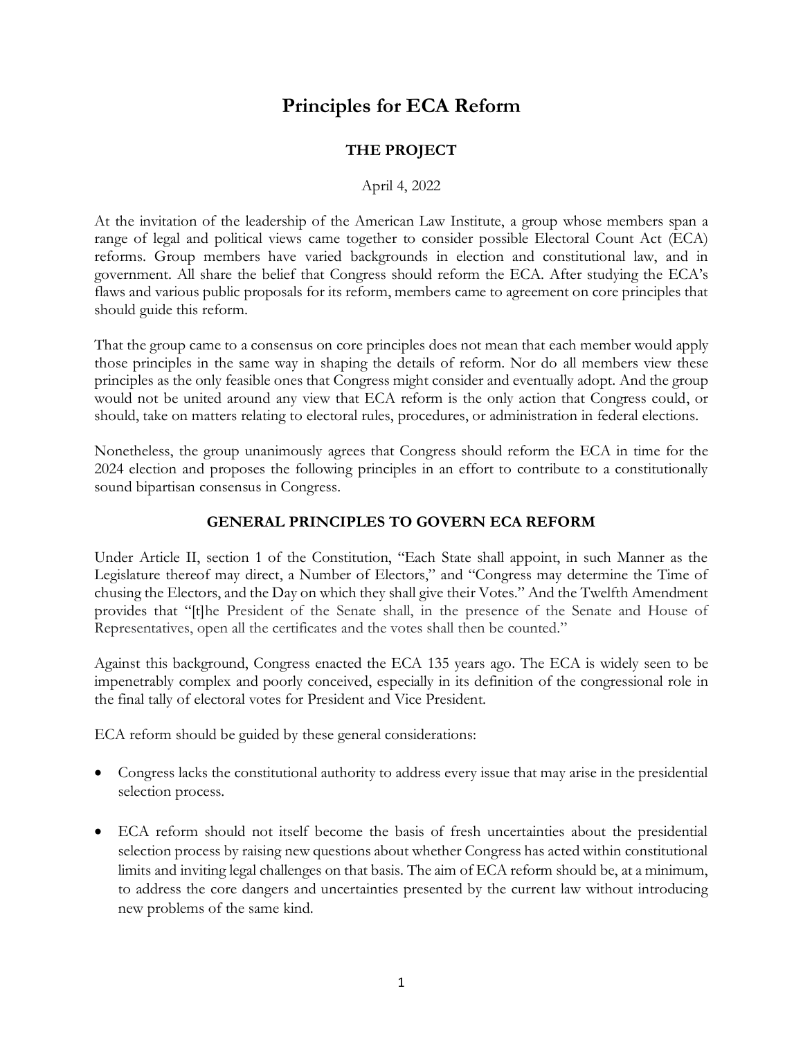# Principles for ECA Reform

## THE PROJECT

April 4, 2022

At the invitation of the leadership of the American Law Institute, a group whose members span a range of legal and political views came together to consider possible Electoral Count Act (ECA) reforms. Group members have varied backgrounds in election and constitutional law, and in government. All share the belief that Congress should reform the ECA. After studying the ECA's flaws and various public proposals for its reform, members came to agreement on core principles that should guide this reform.

That the group came to a consensus on core principles does not mean that each member would apply those principles in the same way in shaping the details of reform. Nor do all members view these principles as the only feasible ones that Congress might consider and eventually adopt. And the group would not be united around any view that ECA reform is the only action that Congress could, or should, take on matters relating to electoral rules, procedures, or administration in federal elections.

Nonetheless, the group unanimously agrees that Congress should reform the ECA in time for the 2024 election and proposes the following principles in an effort to contribute to a constitutionally sound bipartisan consensus in Congress.

## GENERAL PRINCIPLES TO GOVERN ECA REFORM

Under Article II, section 1 of the Constitution, "Each State shall appoint, in such Manner as the Legislature thereof may direct, a Number of Electors," and "Congress may determine the Time of chusing the Electors, and the Day on which they shall give their Votes." And the Twelfth Amendment provides that "[t]he President of the Senate shall, in the presence of the Senate and House of Representatives, open all the certificates and the votes shall then be counted."

Against this background, Congress enacted the ECA 135 years ago. The ECA is widely seen to be impenetrably complex and poorly conceived, especially in its definition of the congressional role in the final tally of electoral votes for President and Vice President.

ECA reform should be guided by these general considerations:

- Congress lacks the constitutional authority to address every issue that may arise in the presidential selection process.
- ECA reform should not itself become the basis of fresh uncertainties about the presidential selection process by raising new questions about whether Congress has acted within constitutional limits and inviting legal challenges on that basis. The aim of ECA reform should be, at a minimum, to address the core dangers and uncertainties presented by the current law without introducing new problems of the same kind.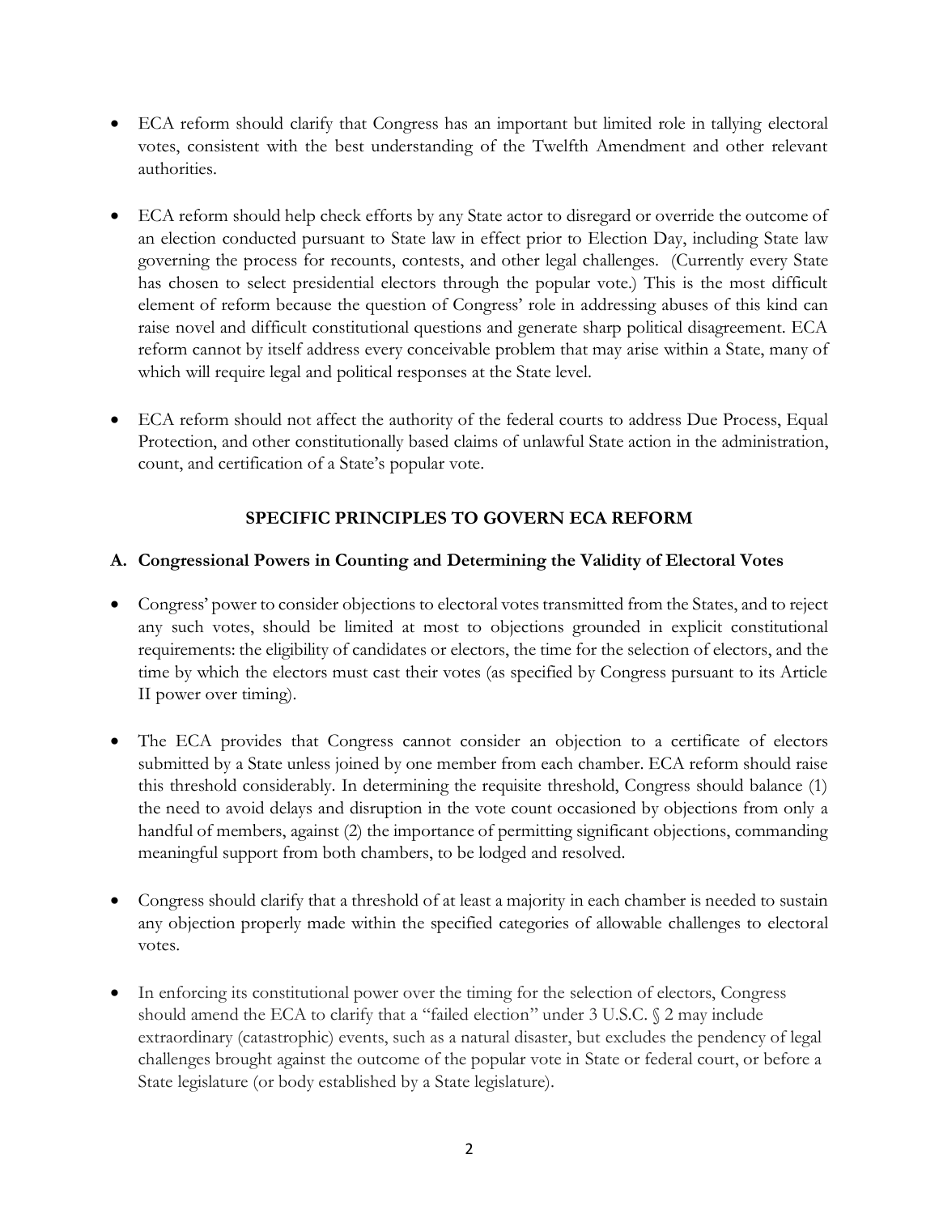- ECA reform should clarify that Congress has an important but limited role in tallying electoral votes, consistent with the best understanding of the Twelfth Amendment and other relevant authorities.

- ECA reform should help check efforts by any State actor to disregard or override the outcome of an election conducted pursuant to State law in effect prior to Election Day, including State law governing the process for recounts, contests, and other legal challenges. (Currently every State has chosen to select presidential electors through the popular vote.) This is the most difficult element of reform because the question of Congress' role in addressing abuses of this kind can raise novel and difficult constitutional questions and generate sharp political disagreement. ECA reform cannot by itself address every conceivable problem that may arise within a State, many of which will require legal and political responses at the State level.

- ECA reform should not affect the authority of the federal courts to address Due Process, Equal Protection, and other constitutionally based claims of unlawful State action in the administration, count, and certification of a State's popular vote.

## SPECIFIC PRINCIPLES TO GOVERN ECA REFORM

### A. Congressional Powers in Counting and Determining the Validity of Electoral Votes

- Congress' power to consider objections to electoral votes transmitted from the States, and to reject any such votes, should be limited at most to objections grounded in explicit constitutional requirements: the eligibility of candidates or electors, the time for the selection of electors, and the time by which the electors must cast their votes (as specified by Congress pursuant to its Article II power over timing).

- The ECA provides that Congress cannot consider an objection to a certificate of electors submitted by a State unless joined by one member from each chamber. ECA reform should raise this threshold considerably. In determining the requisite threshold, Congress should balance (1) the need to avoid delays and disruption in the vote count occasioned by objections from only a handful of members, against (2) the importance of permitting significant objections, commanding meaningful support from both chambers, to be lodged and resolved.

- Congress should clarify that a threshold of at least a majority in each chamber is needed to sustain any objection properly made within the specified categories of allowable challenges to electoral votes.

- In enforcing its constitutional power over the timing for the selection of electors, Congress should amend the ECA to clarify that a "failed election" under 3 U.S.C. § 2 may include extraordinary (catastrophic) events, such as a natural disaster, but excludes the pendency of legal challenges brought against the outcome of the popular vote in State or federal court, or before a State legislature (or body established by a State legislature).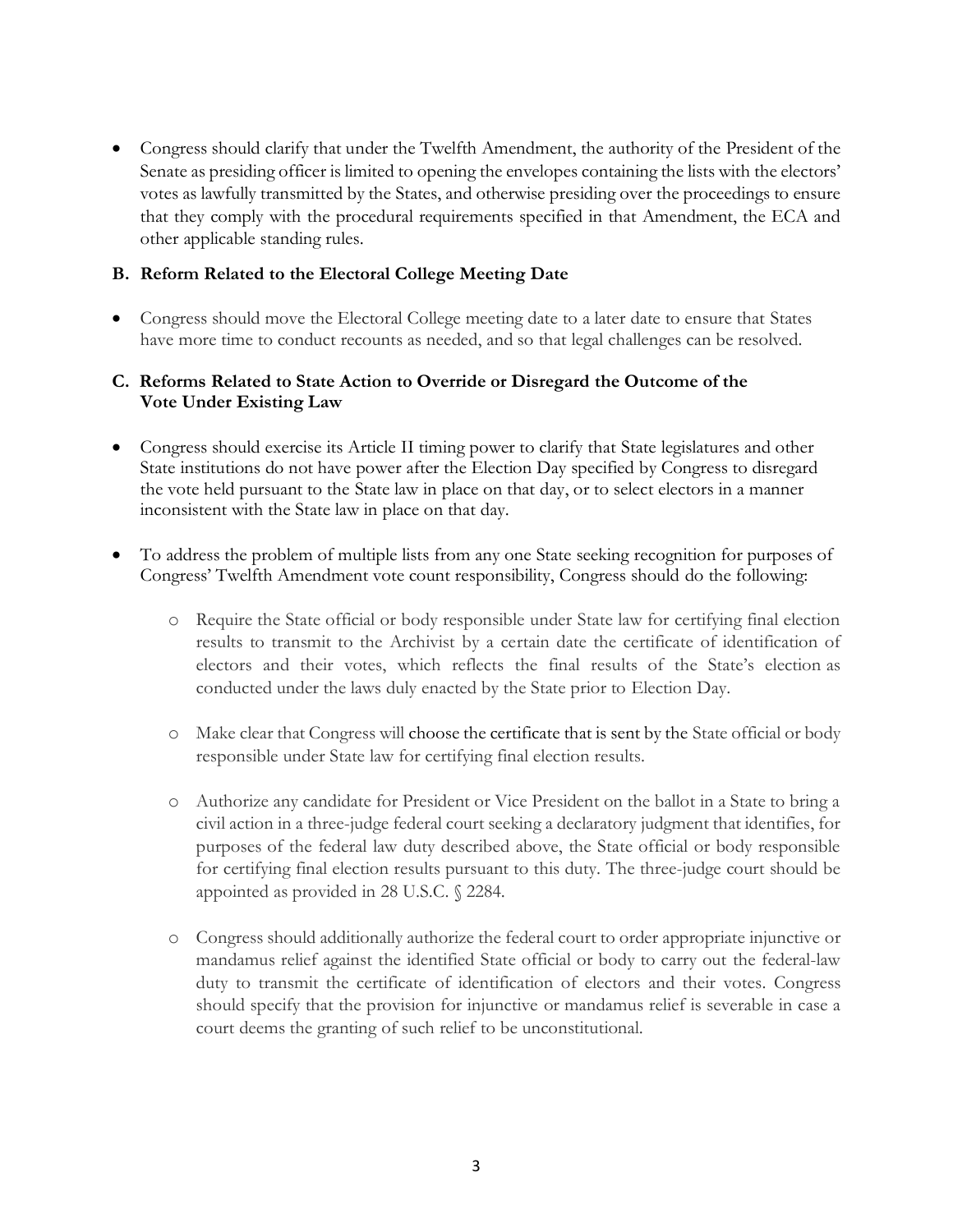- Congress should clarify that under the Twelfth Amendment, the authority of the President of the Senate as presiding officer is limited to opening the envelopes containing the lists with the electors' votes as lawfully transmitted by the States, and otherwise presiding over the proceedings to ensure that they comply with the procedural requirements specified in that Amendment, the ECA and other applicable standing rules.

### B. Reform Related to the Electoral College Meeting Date

- Congress should move the Electoral College meeting date to a later date to ensure that States have more time to conduct recounts as needed, and so that legal challenges can be resolved.

### C. Reforms Related to State Action to Override or Disregard the Outcome of the Vote Under Existing Law

- Congress should exercise its Article II timing power to clarify that State legislatures and other State institutions do not have power after the Election Day specified by Congress to disregard the vote held pursuant to the State law in place on that day, or to select electors in a manner inconsistent with the State law in place on that day.

- To address the problem of multiple lists from any one State seeking recognition for purposes of Congress' Twelfth Amendment vote count responsibility, Congress should do the following:

    - Require the State official or body responsible under State law for certifying final election results to transmit to the Archivist by a certain date the certificate of identification of electors and their votes, which reflects the final results of the State's election as conducted under the laws duly enacted by the State prior to Election Day.

    - Make clear that Congress will choose the certificate that is sent by the State official or body responsible under State law for certifying final election results.

    - Authorize any candidate for President or Vice President on the ballot in a State to bring a civil action in a three-judge federal court seeking a declaratory judgment that identifies, for purposes of the federal law duty described above, the State official or body responsible for certifying final election results pursuant to this duty. The three-judge court should be appointed as provided in 28 U.S.C. § 2284.

    - Congress should additionally authorize the federal court to order appropriate injunctive or mandamus relief against the identified State official or body to carry out the federal-law duty to transmit the certificate of identification of electors and their votes. Congress should specify that the provision for injunctive or mandamus relief is severable in case a court deems the granting of such relief to be unconstitutional.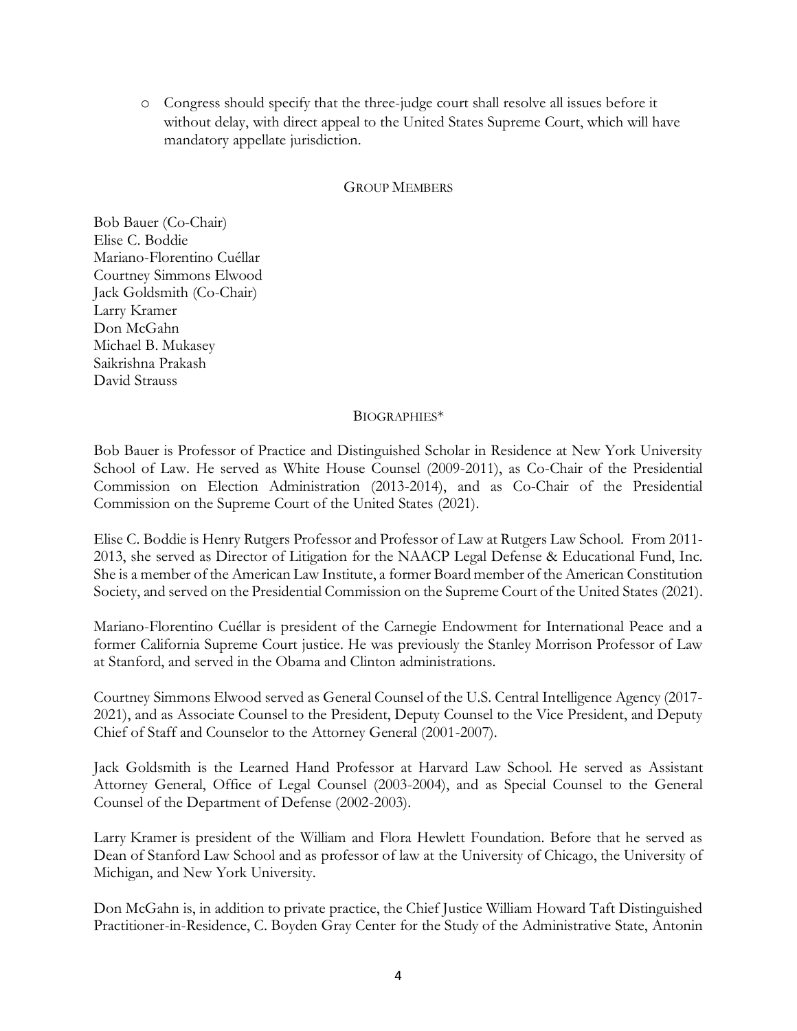- Congress should specify that the three-judge court shall resolve all issues before it without delay, with direct appeal to the United States Supreme Court, which will have mandatory appellate jurisdiction.

## GROUP MEMBERS

Bob Bauer (Co-Chair)
Elise C. Boddie
Mariano-Florentino Cuéllar
Courtney Simmons Elwood
Jack Goldsmith (Co-Chair)
Larry Kramer
Don McGahn
Michael B. Mukasey
Saikrishna Prakash
David Strauss

## BIOGRAPHIES*

Bob Bauer is Professor of Practice and Distinguished Scholar in Residence at New York University School of Law. He served as White House Counsel (2009-2011), as Co-Chair of the Presidential Commission on Election Administration (2013-2014), and as Co-Chair of the Presidential Commission on the Supreme Court of the United States (2021).

Elise C. Boddie is Henry Rutgers Professor and Professor of Law at Rutgers Law School. From 2011-2013, she served as Director of Litigation for the NAACP Legal Defense & Educational Fund, Inc. She is a member of the American Law Institute, a former Board member of the American Constitution Society, and served on the Presidential Commission on the Supreme Court of the United States (2021).

Mariano-Florentino Cuéllar is president of the Carnegie Endowment for International Peace and a former California Supreme Court justice. He was previously the Stanley Morrison Professor of Law at Stanford, and served in the Obama and Clinton administrations.

Courtney Simmons Elwood served as General Counsel of the U.S. Central Intelligence Agency (2017-2021), and as Associate Counsel to the President, Deputy Counsel to the Vice President, and Deputy Chief of Staff and Counselor to the Attorney General (2001-2007).

Jack Goldsmith is the Learned Hand Professor at Harvard Law School. He served as Assistant Attorney General, Office of Legal Counsel (2003-2004), and as Special Counsel to the General Counsel of the Department of Defense (2002-2003).

Larry Kramer is president of the William and Flora Hewlett Foundation. Before that he served as Dean of Stanford Law School and as professor of law at the University of Chicago, the University of Michigan, and New York University.

Don McGahn is, in addition to private practice, the Chief Justice William Howard Taft Distinguished Practitioner-in-Residence, C. Boyden Gray Center for the Study of the Administrative State, Antonin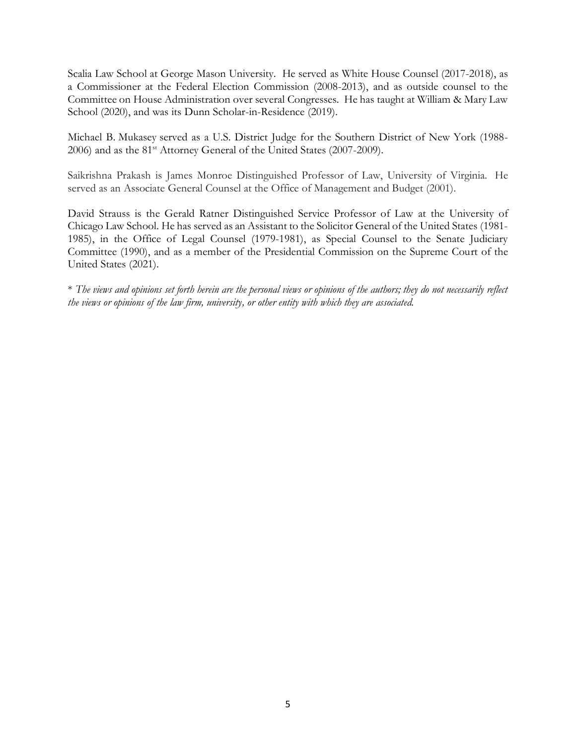Scalia Law School at George Mason University. He served as White House Counsel (2017-2018), as a Commissioner at the Federal Election Commission (2008-2013), and as outside counsel to the Committee on House Administration over several Congresses. He has taught at William & Mary Law School (2020), and was its Dunn Scholar-in-Residence (2019).

Michael B. Mukasey served as a U.S. District Judge for the Southern District of New York (1988-2006) and as the 81st Attorney General of the United States (2007-2009).

Saikrishna Prakash is James Monroe Distinguished Professor of Law, University of Virginia. He served as an Associate General Counsel at the Office of Management and Budget (2001).

David Strauss is the Gerald Ratner Distinguished Service Professor of Law at the University of Chicago Law School. He has served as an Assistant to the Solicitor General of the United States (1981-1985), in the Office of Legal Counsel (1979-1981), as Special Counsel to the Senate Judiciary Committee (1990), and as a member of the Presidential Commission on the Supreme Court of the United States (2021).

\* *The views and opinions set forth herein are the personal views or opinions of the authors; they do not necessarily reflect the views or opinions of the law firm, university, or other entity with which they are associated.*